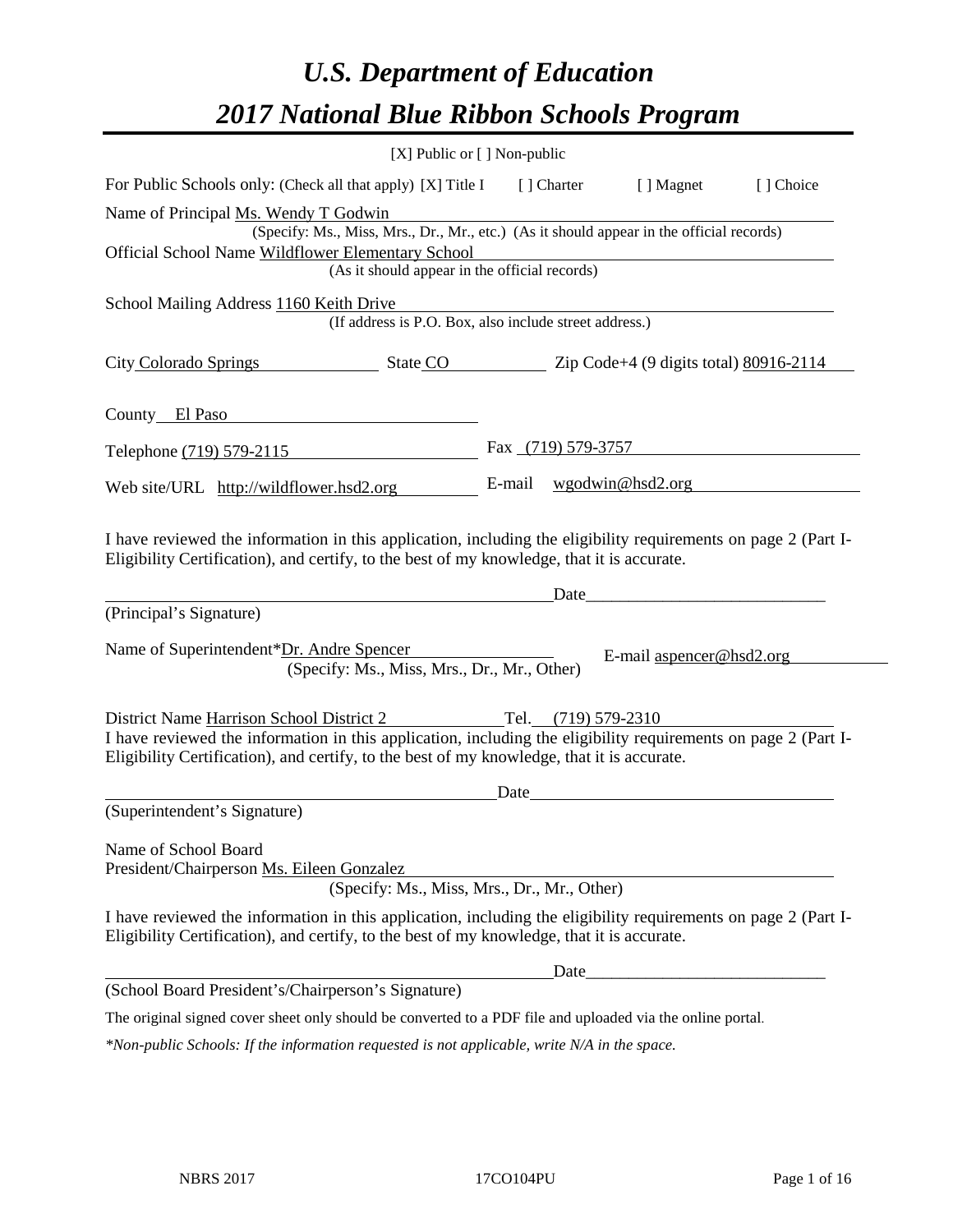# *U.S. Department of Education*

# *2017 National Blue Ribbon Schools Program*

[X] Public or [ ] Non-public

For Public Schools only: (Check all that apply) [X] Title I [ ] Charter [ ] Magnet [ ] Choice

Name of Principal Ms. Wendy T Godwin
(Specify: Ms., Miss, Mrs., Dr., Mr., etc.) (As it should appear in the official records)

Official School Name Wildflower Elementary School
(As it should appear in the official records)

School Mailing Address 1160 Keith Drive
(If address is P.O. Box, also include street address.)

City Colorado Springs State CO Zip Code+4 (9 digits total) 80916-2114

County El Paso

Telephone (719) 579-2115 Fax (719) 579-3757

Web site/URL http://wildflower.hsd2.org E-mail wgodwin@hsd2.org

I have reviewed the information in this application, including the eligibility requirements on page 2 (Part I-Eligibility Certification), and certify, to the best of my knowledge, that it is accurate.

_________________________________________ Date_________________________
(Principal's Signature)

Name of Superintendent*Dr. Andre Spencer E-mail aspencer@hsd2.org
(Specify: Ms., Miss, Mrs., Dr., Mr., Other)

District Name Harrison School District 2 Tel. (719) 579-2310

I have reviewed the information in this application, including the eligibility requirements on page 2 (Part I-Eligibility Certification), and certify, to the best of my knowledge, that it is accurate.

_________________________________________ Date_________________________
(Superintendent's Signature)

Name of School Board
President/Chairperson Ms. Eileen Gonzalez
(Specify: Ms., Miss, Mrs., Dr., Mr., Other)

I have reviewed the information in this application, including the eligibility requirements on page 2 (Part I-Eligibility Certification), and certify, to the best of my knowledge, that it is accurate.

_________________________________________ Date_________________________
(School Board President's/Chairperson's Signature)

The original signed cover sheet only should be converted to a PDF file and uploaded via the online portal.

*\*Non-public Schools: If the information requested is not applicable, write N/A in the space.*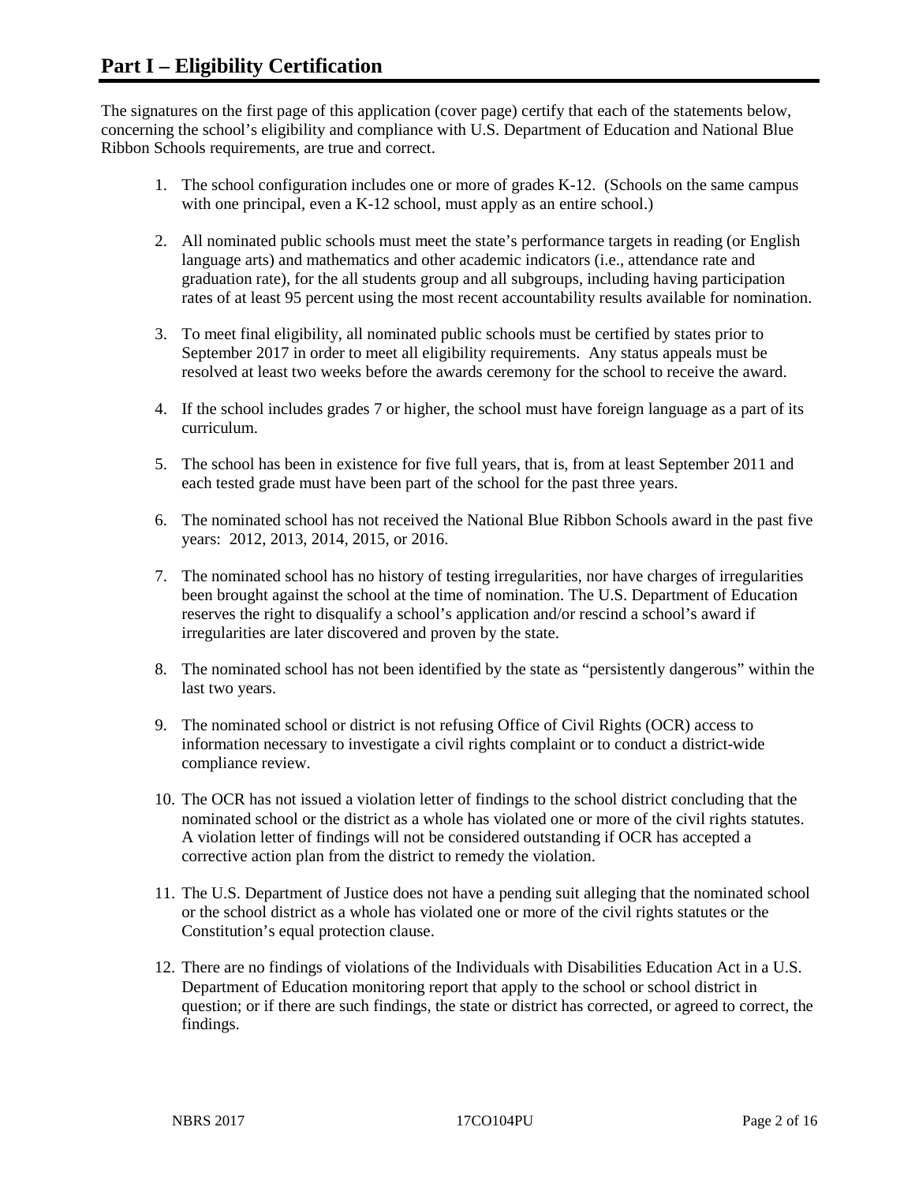# Part I – Eligibility Certification

The signatures on the first page of this application (cover page) certify that each of the statements below, concerning the school's eligibility and compliance with U.S. Department of Education and National Blue Ribbon Schools requirements, are true and correct.

1. The school configuration includes one or more of grades K-12. (Schools on the same campus with one principal, even a K-12 school, must apply as an entire school.)

2. All nominated public schools must meet the state's performance targets in reading (or English language arts) and mathematics and other academic indicators (i.e., attendance rate and graduation rate), for the all students group and all subgroups, including having participation rates of at least 95 percent using the most recent accountability results available for nomination.

3. To meet final eligibility, all nominated public schools must be certified by states prior to September 2017 in order to meet all eligibility requirements. Any status appeals must be resolved at least two weeks before the awards ceremony for the school to receive the award.

4. If the school includes grades 7 or higher, the school must have foreign language as a part of its curriculum.

5. The school has been in existence for five full years, that is, from at least September 2011 and each tested grade must have been part of the school for the past three years.

6. The nominated school has not received the National Blue Ribbon Schools award in the past five years: 2012, 2013, 2014, 2015, or 2016.

7. The nominated school has no history of testing irregularities, nor have charges of irregularities been brought against the school at the time of nomination. The U.S. Department of Education reserves the right to disqualify a school's application and/or rescind a school's award if irregularities are later discovered and proven by the state.

8. The nominated school has not been identified by the state as "persistently dangerous" within the last two years.

9. The nominated school or district is not refusing Office of Civil Rights (OCR) access to information necessary to investigate a civil rights complaint or to conduct a district-wide compliance review.

10. The OCR has not issued a violation letter of findings to the school district concluding that the nominated school or the district as a whole has violated one or more of the civil rights statutes. A violation letter of findings will not be considered outstanding if OCR has accepted a corrective action plan from the district to remedy the violation.

11. The U.S. Department of Justice does not have a pending suit alleging that the nominated school or the school district as a whole has violated one or more of the civil rights statutes or the Constitution's equal protection clause.

12. There are no findings of violations of the Individuals with Disabilities Education Act in a U.S. Department of Education monitoring report that apply to the school or school district in question; or if there are such findings, the state or district has corrected, or agreed to correct, the findings.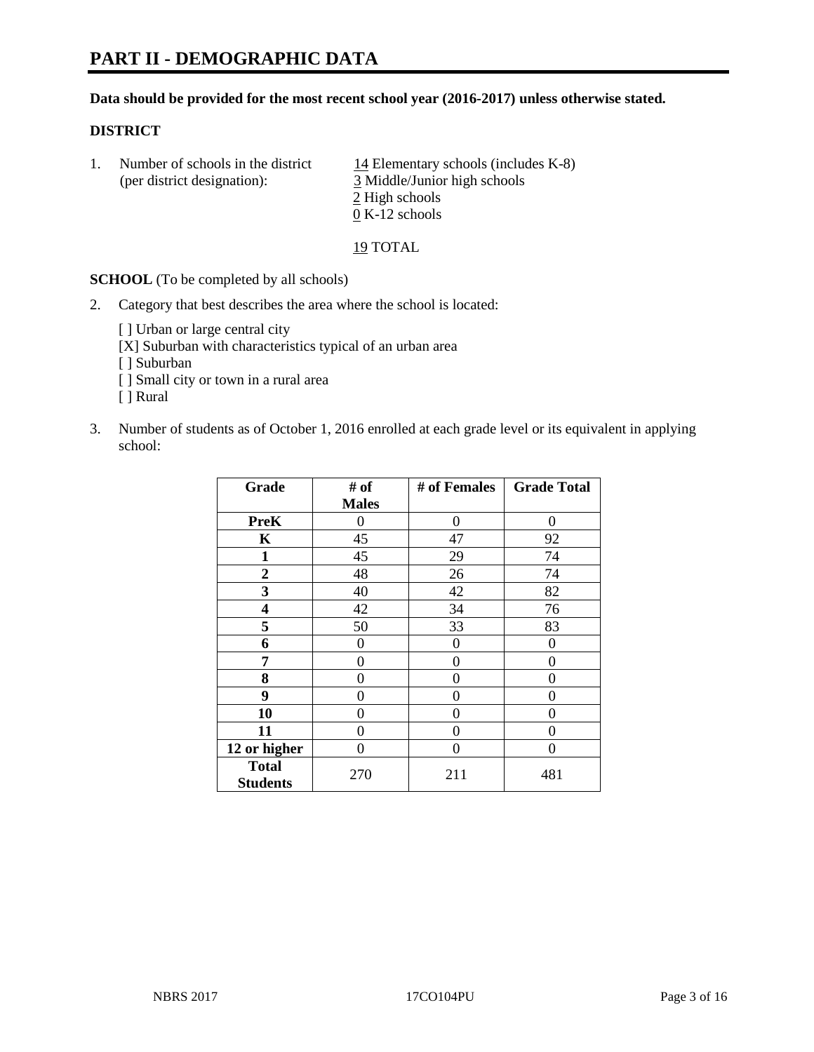# PART II - DEMOGRAPHIC DATA

**Data should be provided for the most recent school year (2016-2017) unless otherwise stated.**

**DISTRICT**

1. Number of schools in the district (per district designation):
   14 Elementary schools (includes K-8)
   3 Middle/Junior high schools
   2 High schools
   0 K-12 schools

   19 TOTAL

**SCHOOL** (To be completed by all schools)

2. Category that best describes the area where the school is located:

   [ ] Urban or large central city
   [X] Suburban with characteristics typical of an urban area
   [ ] Suburban
   [ ] Small city or town in a rural area
   [ ] Rural

3. Number of students as of October 1, 2016 enrolled at each grade level or its equivalent in applying school:

| Grade | # of Males | # of Females | Grade Total |
|---|---|---|---|
| **PreK** | 0 | 0 | 0 |
| **K** | 45 | 47 | 92 |
| **1** | 45 | 29 | 74 |
| **2** | 48 | 26 | 74 |
| **3** | 40 | 42 | 82 |
| **4** | 42 | 34 | 76 |
| **5** | 50 | 33 | 83 |
| **6** | 0 | 0 | 0 |
| **7** | 0 | 0 | 0 |
| **8** | 0 | 0 | 0 |
| **9** | 0 | 0 | 0 |
| **10** | 0 | 0 | 0 |
| **11** | 0 | 0 | 0 |
| **12 or higher** | 0 | 0 | 0 |
| **Total Students** | 270 | 211 | 481 |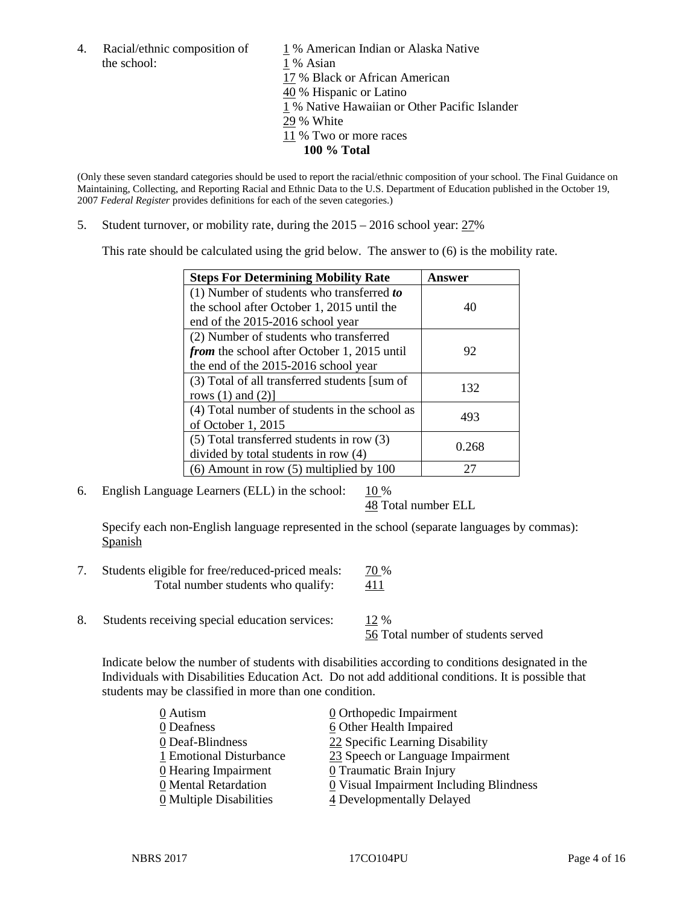4. Racial/ethnic composition of the school:

1 % American Indian or Alaska Native
1 % Asian
17 % Black or African American
40 % Hispanic or Latino
1 % Native Hawaiian or Other Pacific Islander
29 % White
11 % Two or more races
**100 % Total**

(Only these seven standard categories should be used to report the racial/ethnic composition of your school. The Final Guidance on Maintaining, Collecting, and Reporting Racial and Ethnic Data to the U.S. Department of Education published in the October 19, 2007 *Federal Register* provides definitions for each of the seven categories.)

5. Student turnover, or mobility rate, during the 2015 – 2016 school year: 27%

This rate should be calculated using the grid below. The answer to (6) is the mobility rate.

| **Steps For Determining Mobility Rate** | **Answer** |
|---|---|
| (1) Number of students who transferred ***to*** the school after October 1, 2015 until the end of the 2015-2016 school year | 40 |
| (2) Number of students who transferred ***from*** the school after October 1, 2015 until the end of the 2015-2016 school year | 92 |
| (3) Total of all transferred students [sum of rows (1) and (2)] | 132 |
| (4) Total number of students in the school as of October 1, 2015 | 493 |
| (5) Total transferred students in row (3) divided by total students in row (4) | 0.268 |
| (6) Amount in row (5) multiplied by 100 | 27 |

6. English Language Learners (ELL) in the school: 10 %
48 Total number ELL

Specify each non-English language represented in the school (separate languages by commas):
Spanish

7. Students eligible for free/reduced-priced meals: 70 %
Total number students who qualify: 411

8. Students receiving special education services: 12 %
56 Total number of students served

Indicate below the number of students with disabilities according to conditions designated in the Individuals with Disabilities Education Act. Do not add additional conditions. It is possible that students may be classified in more than one condition.

0 Autism
0 Deafness
0 Deaf-Blindness
1 Emotional Disturbance
0 Hearing Impairment
0 Mental Retardation
0 Multiple Disabilities
0 Orthopedic Impairment
6 Other Health Impaired
22 Specific Learning Disability
23 Speech or Language Impairment
0 Traumatic Brain Injury
0 Visual Impairment Including Blindness
4 Developmentally Delayed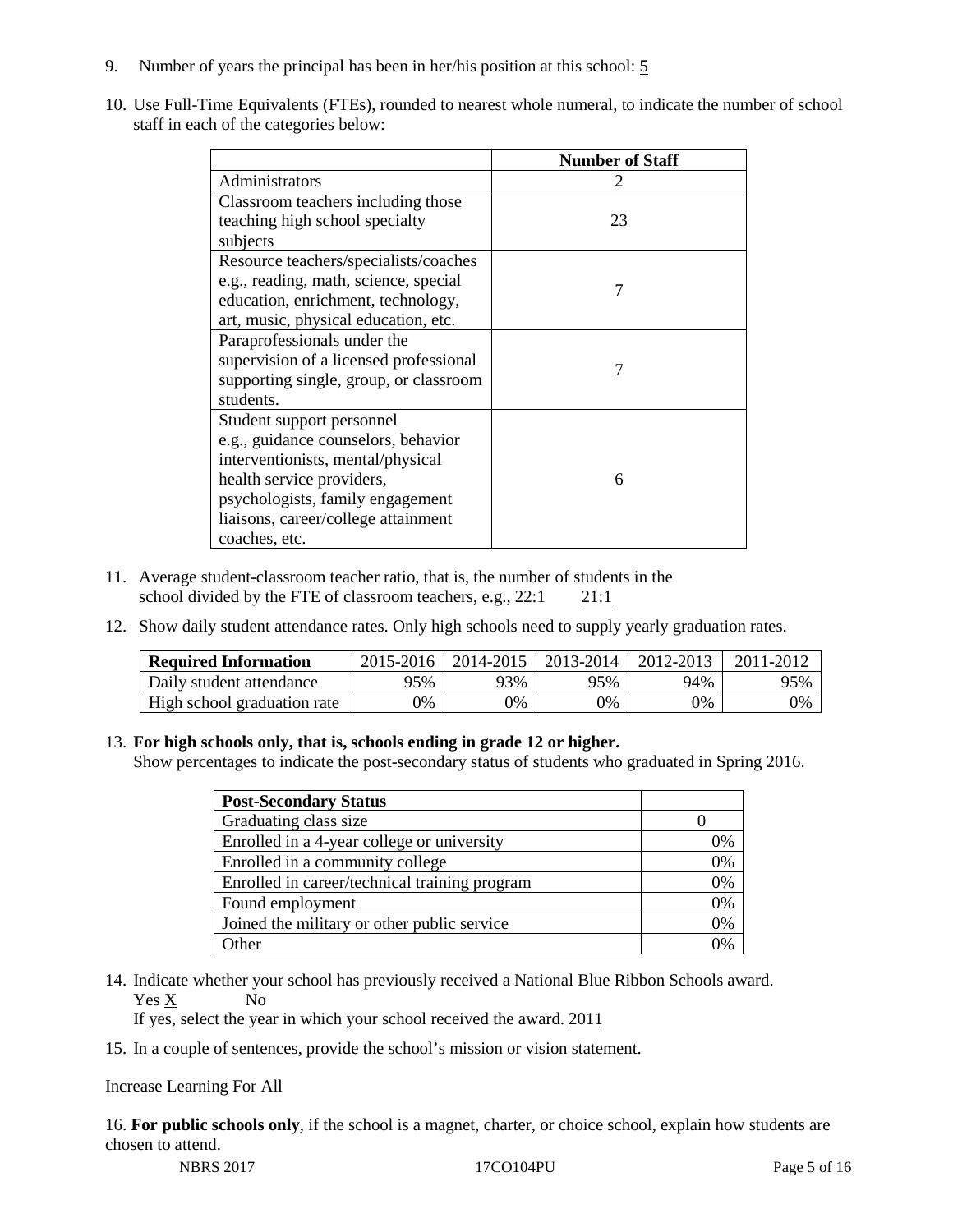9. Number of years the principal has been in her/his position at this school: 5

10. Use Full-Time Equivalents (FTEs), rounded to nearest whole numeral, to indicate the number of school staff in each of the categories below:

| | Number of Staff |
|---|---|
| Administrators | 2 |
| Classroom teachers including those teaching high school specialty subjects | 23 |
| Resource teachers/specialists/coaches e.g., reading, math, science, special education, enrichment, technology, art, music, physical education, etc. | 7 |
| Paraprofessionals under the supervision of a licensed professional supporting single, group, or classroom students. | 7 |
| Student support personnel e.g., guidance counselors, behavior interventionists, mental/physical health service providers, psychologists, family engagement liaisons, career/college attainment coaches, etc. | 6 |

11. Average student-classroom teacher ratio, that is, the number of students in the school divided by the FTE of classroom teachers, e.g., 22:1 21:1

12. Show daily student attendance rates. Only high schools need to supply yearly graduation rates.

| Required Information | 2015-2016 | 2014-2015 | 2013-2014 | 2012-2013 | 2011-2012 |
|---|---|---|---|---|---|
| Daily student attendance | 95% | 93% | 95% | 94% | 95% |
| High school graduation rate | 0% | 0% | 0% | 0% | 0% |

13. **For high schools only, that is, schools ending in grade 12 or higher.**
Show percentages to indicate the post-secondary status of students who graduated in Spring 2016.

| Post-Secondary Status | |
|---|---|
| Graduating class size | 0 |
| Enrolled in a 4-year college or university | 0% |
| Enrolled in a community college | 0% |
| Enrolled in career/technical training program | 0% |
| Found employment | 0% |
| Joined the military or other public service | 0% |
| Other | 0% |

14. Indicate whether your school has previously received a National Blue Ribbon Schools award.
Yes X No
If yes, select the year in which your school received the award. 2011

15. In a couple of sentences, provide the school's mission or vision statement.

Increase Learning For All

16. **For public schools only**, if the school is a magnet, charter, or choice school, explain how students are chosen to attend.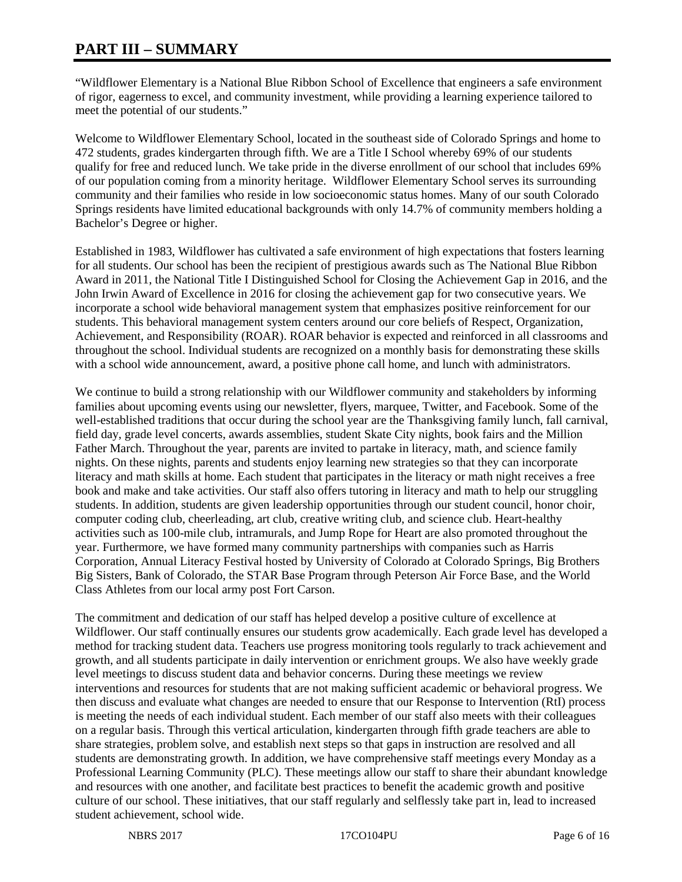# PART III – SUMMARY

"Wildflower Elementary is a National Blue Ribbon School of Excellence that engineers a safe environment of rigor, eagerness to excel, and community investment, while providing a learning experience tailored to meet the potential of our students."

Welcome to Wildflower Elementary School, located in the southeast side of Colorado Springs and home to 472 students, grades kindergarten through fifth. We are a Title I School whereby 69% of our students qualify for free and reduced lunch. We take pride in the diverse enrollment of our school that includes 69% of our population coming from a minority heritage. Wildflower Elementary School serves its surrounding community and their families who reside in low socioeconomic status homes. Many of our south Colorado Springs residents have limited educational backgrounds with only 14.7% of community members holding a Bachelor's Degree or higher.

Established in 1983, Wildflower has cultivated a safe environment of high expectations that fosters learning for all students. Our school has been the recipient of prestigious awards such as The National Blue Ribbon Award in 2011, the National Title I Distinguished School for Closing the Achievement Gap in 2016, and the John Irwin Award of Excellence in 2016 for closing the achievement gap for two consecutive years. We incorporate a school wide behavioral management system that emphasizes positive reinforcement for our students. This behavioral management system centers around our core beliefs of Respect, Organization, Achievement, and Responsibility (ROAR). ROAR behavior is expected and reinforced in all classrooms and throughout the school. Individual students are recognized on a monthly basis for demonstrating these skills with a school wide announcement, award, a positive phone call home, and lunch with administrators.

We continue to build a strong relationship with our Wildflower community and stakeholders by informing families about upcoming events using our newsletter, flyers, marquee, Twitter, and Facebook. Some of the well-established traditions that occur during the school year are the Thanksgiving family lunch, fall carnival, field day, grade level concerts, awards assemblies, student Skate City nights, book fairs and the Million Father March. Throughout the year, parents are invited to partake in literacy, math, and science family nights. On these nights, parents and students enjoy learning new strategies so that they can incorporate literacy and math skills at home. Each student that participates in the literacy or math night receives a free book and make and take activities. Our staff also offers tutoring in literacy and math to help our struggling students. In addition, students are given leadership opportunities through our student council, honor choir, computer coding club, cheerleading, art club, creative writing club, and science club. Heart-healthy activities such as 100-mile club, intramurals, and Jump Rope for Heart are also promoted throughout the year. Furthermore, we have formed many community partnerships with companies such as Harris Corporation, Annual Literacy Festival hosted by University of Colorado at Colorado Springs, Big Brothers Big Sisters, Bank of Colorado, the STAR Base Program through Peterson Air Force Base, and the World Class Athletes from our local army post Fort Carson.

The commitment and dedication of our staff has helped develop a positive culture of excellence at Wildflower. Our staff continually ensures our students grow academically. Each grade level has developed a method for tracking student data. Teachers use progress monitoring tools regularly to track achievement and growth, and all students participate in daily intervention or enrichment groups. We also have weekly grade level meetings to discuss student data and behavior concerns. During these meetings we review interventions and resources for students that are not making sufficient academic or behavioral progress. We then discuss and evaluate what changes are needed to ensure that our Response to Intervention (RtI) process is meeting the needs of each individual student. Each member of our staff also meets with their colleagues on a regular basis. Through this vertical articulation, kindergarten through fifth grade teachers are able to share strategies, problem solve, and establish next steps so that gaps in instruction are resolved and all students are demonstrating growth. In addition, we have comprehensive staff meetings every Monday as a Professional Learning Community (PLC). These meetings allow our staff to share their abundant knowledge and resources with one another, and facilitate best practices to benefit the academic growth and positive culture of our school. These initiatives, that our staff regularly and selflessly take part in, lead to increased student achievement, school wide.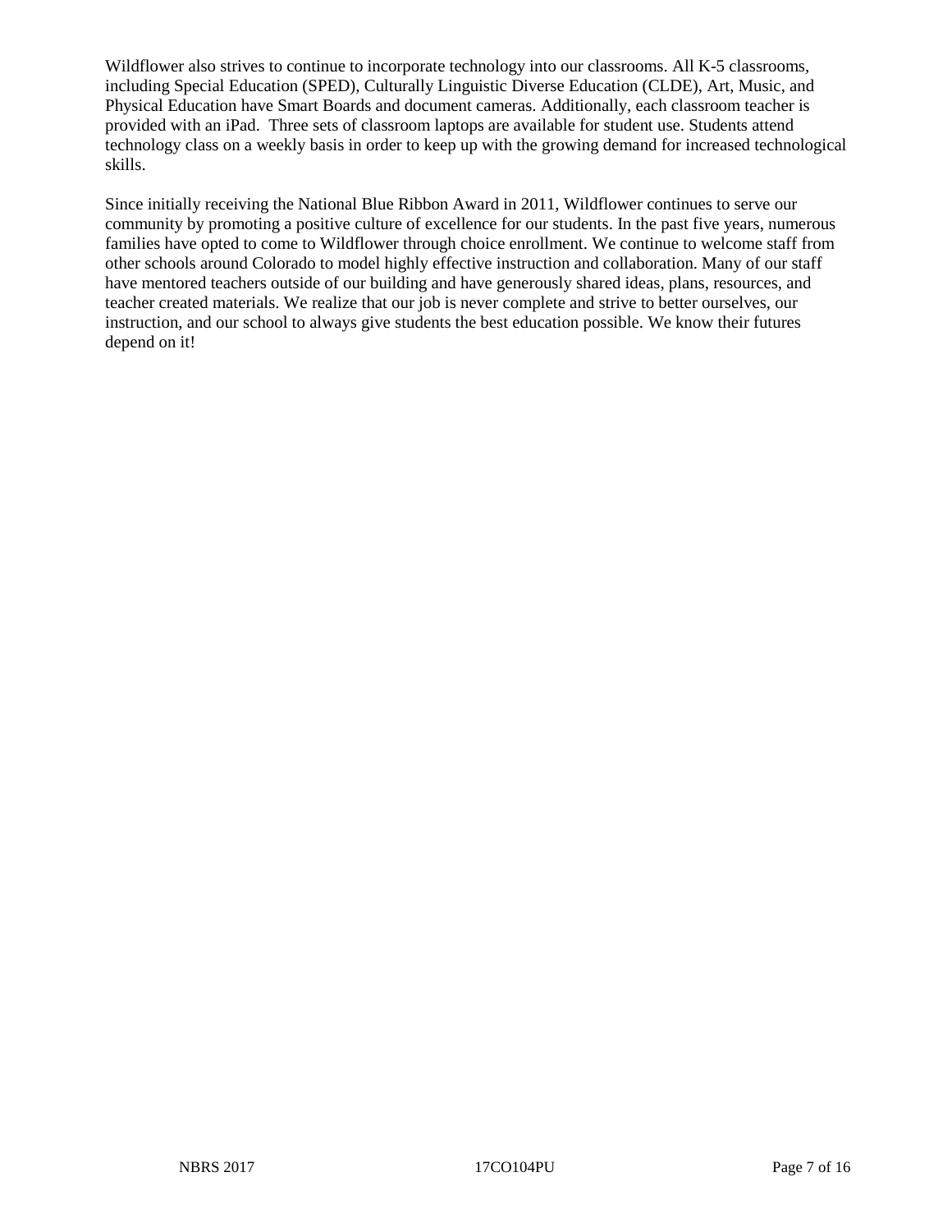Wildflower also strives to continue to incorporate technology into our classrooms. All K-5 classrooms, including Special Education (SPED), Culturally Linguistic Diverse Education (CLDE), Art, Music, and Physical Education have Smart Boards and document cameras. Additionally, each classroom teacher is provided with an iPad. Three sets of classroom laptops are available for student use. Students attend technology class on a weekly basis in order to keep up with the growing demand for increased technological skills.

Since initially receiving the National Blue Ribbon Award in 2011, Wildflower continues to serve our community by promoting a positive culture of excellence for our students. In the past five years, numerous families have opted to come to Wildflower through choice enrollment. We continue to welcome staff from other schools around Colorado to model highly effective instruction and collaboration. Many of our staff have mentored teachers outside of our building and have generously shared ideas, plans, resources, and teacher created materials. We realize that our job is never complete and strive to better ourselves, our instruction, and our school to always give students the best education possible. We know their futures depend on it!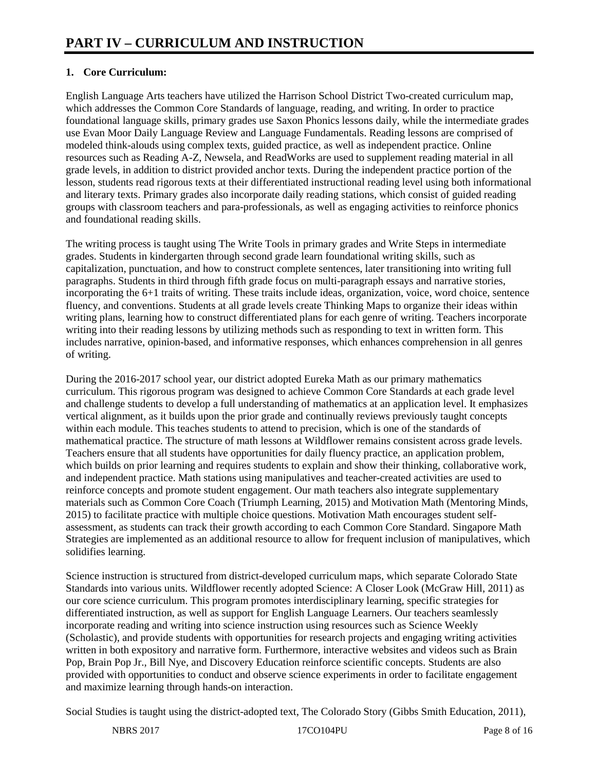# PART IV – CURRICULUM AND INSTRUCTION

**1. Core Curriculum:**

English Language Arts teachers have utilized the Harrison School District Two-created curriculum map, which addresses the Common Core Standards of language, reading, and writing. In order to practice foundational language skills, primary grades use Saxon Phonics lessons daily, while the intermediate grades use Evan Moor Daily Language Review and Language Fundamentals. Reading lessons are comprised of modeled think-alouds using complex texts, guided practice, as well as independent practice. Online resources such as Reading A-Z, Newsela, and ReadWorks are used to supplement reading material in all grade levels, in addition to district provided anchor texts. During the independent practice portion of the lesson, students read rigorous texts at their differentiated instructional reading level using both informational and literary texts. Primary grades also incorporate daily reading stations, which consist of guided reading groups with classroom teachers and para-professionals, as well as engaging activities to reinforce phonics and foundational reading skills.

The writing process is taught using The Write Tools in primary grades and Write Steps in intermediate grades. Students in kindergarten through second grade learn foundational writing skills, such as capitalization, punctuation, and how to construct complete sentences, later transitioning into writing full paragraphs. Students in third through fifth grade focus on multi-paragraph essays and narrative stories, incorporating the 6+1 traits of writing. These traits include ideas, organization, voice, word choice, sentence fluency, and conventions. Students at all grade levels create Thinking Maps to organize their ideas within writing plans, learning how to construct differentiated plans for each genre of writing. Teachers incorporate writing into their reading lessons by utilizing methods such as responding to text in written form. This includes narrative, opinion-based, and informative responses, which enhances comprehension in all genres of writing.

During the 2016-2017 school year, our district adopted Eureka Math as our primary mathematics curriculum. This rigorous program was designed to achieve Common Core Standards at each grade level and challenge students to develop a full understanding of mathematics at an application level. It emphasizes vertical alignment, as it builds upon the prior grade and continually reviews previously taught concepts within each module. This teaches students to attend to precision, which is one of the standards of mathematical practice. The structure of math lessons at Wildflower remains consistent across grade levels. Teachers ensure that all students have opportunities for daily fluency practice, an application problem, which builds on prior learning and requires students to explain and show their thinking, collaborative work, and independent practice. Math stations using manipulatives and teacher-created activities are used to reinforce concepts and promote student engagement. Our math teachers also integrate supplementary materials such as Common Core Coach (Triumph Learning, 2015) and Motivation Math (Mentoring Minds, 2015) to facilitate practice with multiple choice questions. Motivation Math encourages student self-assessment, as students can track their growth according to each Common Core Standard. Singapore Math Strategies are implemented as an additional resource to allow for frequent inclusion of manipulatives, which solidifies learning.

Science instruction is structured from district-developed curriculum maps, which separate Colorado State Standards into various units. Wildflower recently adopted Science: A Closer Look (McGraw Hill, 2011) as our core science curriculum. This program promotes interdisciplinary learning, specific strategies for differentiated instruction, as well as support for English Language Learners. Our teachers seamlessly incorporate reading and writing into science instruction using resources such as Science Weekly (Scholastic), and provide students with opportunities for research projects and engaging writing activities written in both expository and narrative form. Furthermore, interactive websites and videos such as Brain Pop, Brain Pop Jr., Bill Nye, and Discovery Education reinforce scientific concepts. Students are also provided with opportunities to conduct and observe science experiments in order to facilitate engagement and maximize learning through hands-on interaction.

Social Studies is taught using the district-adopted text, The Colorado Story (Gibbs Smith Education, 2011),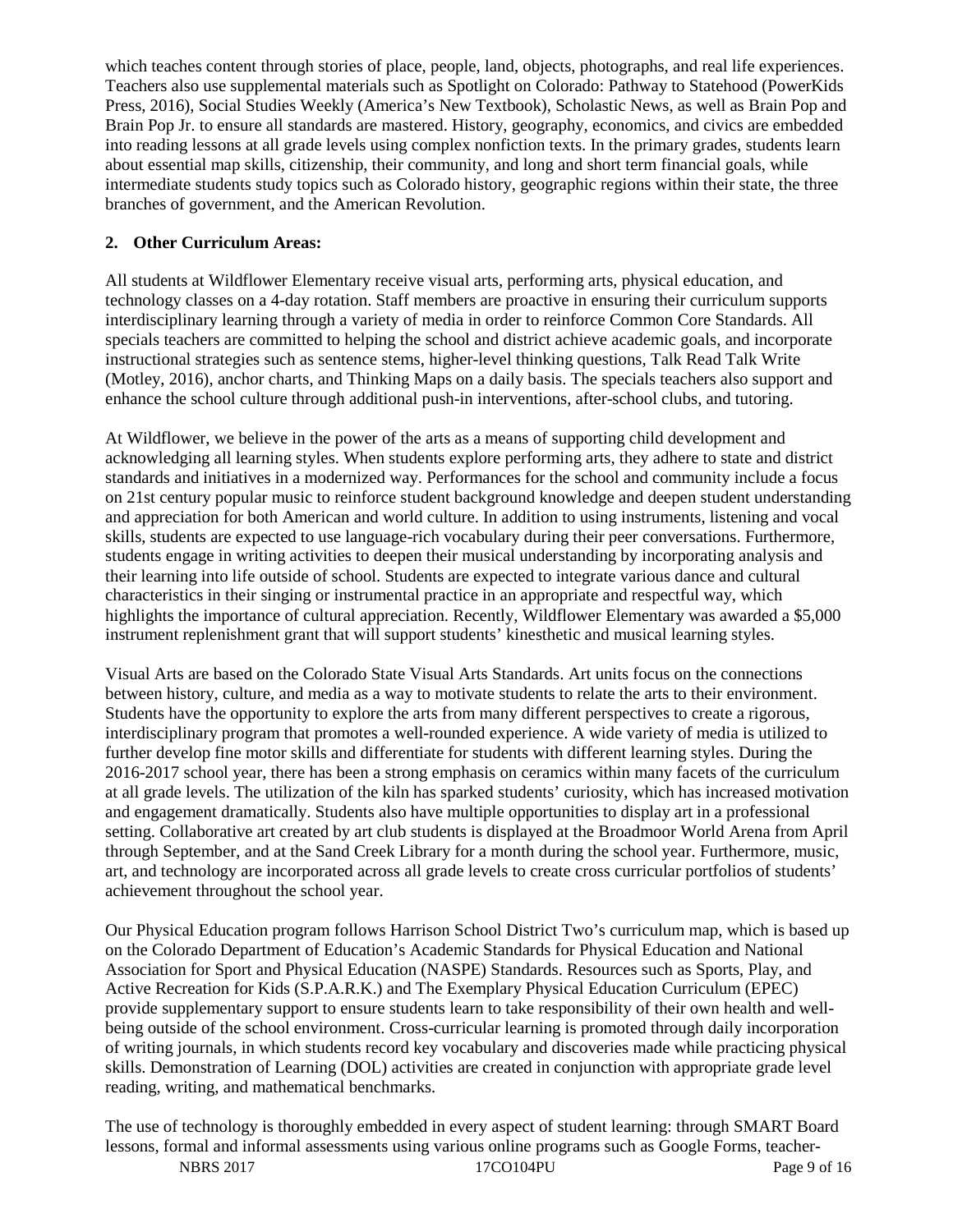which teaches content through stories of place, people, land, objects, photographs, and real life experiences. Teachers also use supplemental materials such as Spotlight on Colorado: Pathway to Statehood (PowerKids Press, 2016), Social Studies Weekly (America's New Textbook), Scholastic News, as well as Brain Pop and Brain Pop Jr. to ensure all standards are mastered. History, geography, economics, and civics are embedded into reading lessons at all grade levels using complex nonfiction texts. In the primary grades, students learn about essential map skills, citizenship, their community, and long and short term financial goals, while intermediate students study topics such as Colorado history, geographic regions within their state, the three branches of government, and the American Revolution.

**2. Other Curriculum Areas:**

All students at Wildflower Elementary receive visual arts, performing arts, physical education, and technology classes on a 4-day rotation. Staff members are proactive in ensuring their curriculum supports interdisciplinary learning through a variety of media in order to reinforce Common Core Standards. All specials teachers are committed to helping the school and district achieve academic goals, and incorporate instructional strategies such as sentence stems, higher-level thinking questions, Talk Read Talk Write (Motley, 2016), anchor charts, and Thinking Maps on a daily basis. The specials teachers also support and enhance the school culture through additional push-in interventions, after-school clubs, and tutoring.

At Wildflower, we believe in the power of the arts as a means of supporting child development and acknowledging all learning styles. When students explore performing arts, they adhere to state and district standards and initiatives in a modernized way. Performances for the school and community include a focus on 21st century popular music to reinforce student background knowledge and deepen student understanding and appreciation for both American and world culture. In addition to using instruments, listening and vocal skills, students are expected to use language-rich vocabulary during their peer conversations. Furthermore, students engage in writing activities to deepen their musical understanding by incorporating analysis and their learning into life outside of school. Students are expected to integrate various dance and cultural characteristics in their singing or instrumental practice in an appropriate and respectful way, which highlights the importance of cultural appreciation. Recently, Wildflower Elementary was awarded a $5,000 instrument replenishment grant that will support students' kinesthetic and musical learning styles.

Visual Arts are based on the Colorado State Visual Arts Standards. Art units focus on the connections between history, culture, and media as a way to motivate students to relate the arts to their environment. Students have the opportunity to explore the arts from many different perspectives to create a rigorous, interdisciplinary program that promotes a well-rounded experience. A wide variety of media is utilized to further develop fine motor skills and differentiate for students with different learning styles. During the 2016-2017 school year, there has been a strong emphasis on ceramics within many facets of the curriculum at all grade levels. The utilization of the kiln has sparked students' curiosity, which has increased motivation and engagement dramatically. Students also have multiple opportunities to display art in a professional setting. Collaborative art created by art club students is displayed at the Broadmoor World Arena from April through September, and at the Sand Creek Library for a month during the school year. Furthermore, music, art, and technology are incorporated across all grade levels to create cross curricular portfolios of students' achievement throughout the school year.

Our Physical Education program follows Harrison School District Two's curriculum map, which is based up on the Colorado Department of Education's Academic Standards for Physical Education and National Association for Sport and Physical Education (NASPE) Standards. Resources such as Sports, Play, and Active Recreation for Kids (S.P.A.R.K.) and The Exemplary Physical Education Curriculum (EPEC) provide supplementary support to ensure students learn to take responsibility of their own health and well-being outside of the school environment. Cross-curricular learning is promoted through daily incorporation of writing journals, in which students record key vocabulary and discoveries made while practicing physical skills. Demonstration of Learning (DOL) activities are created in conjunction with appropriate grade level reading, writing, and mathematical benchmarks.

The use of technology is thoroughly embedded in every aspect of student learning: through SMART Board lessons, formal and informal assessments using various online programs such as Google Forms, teacher-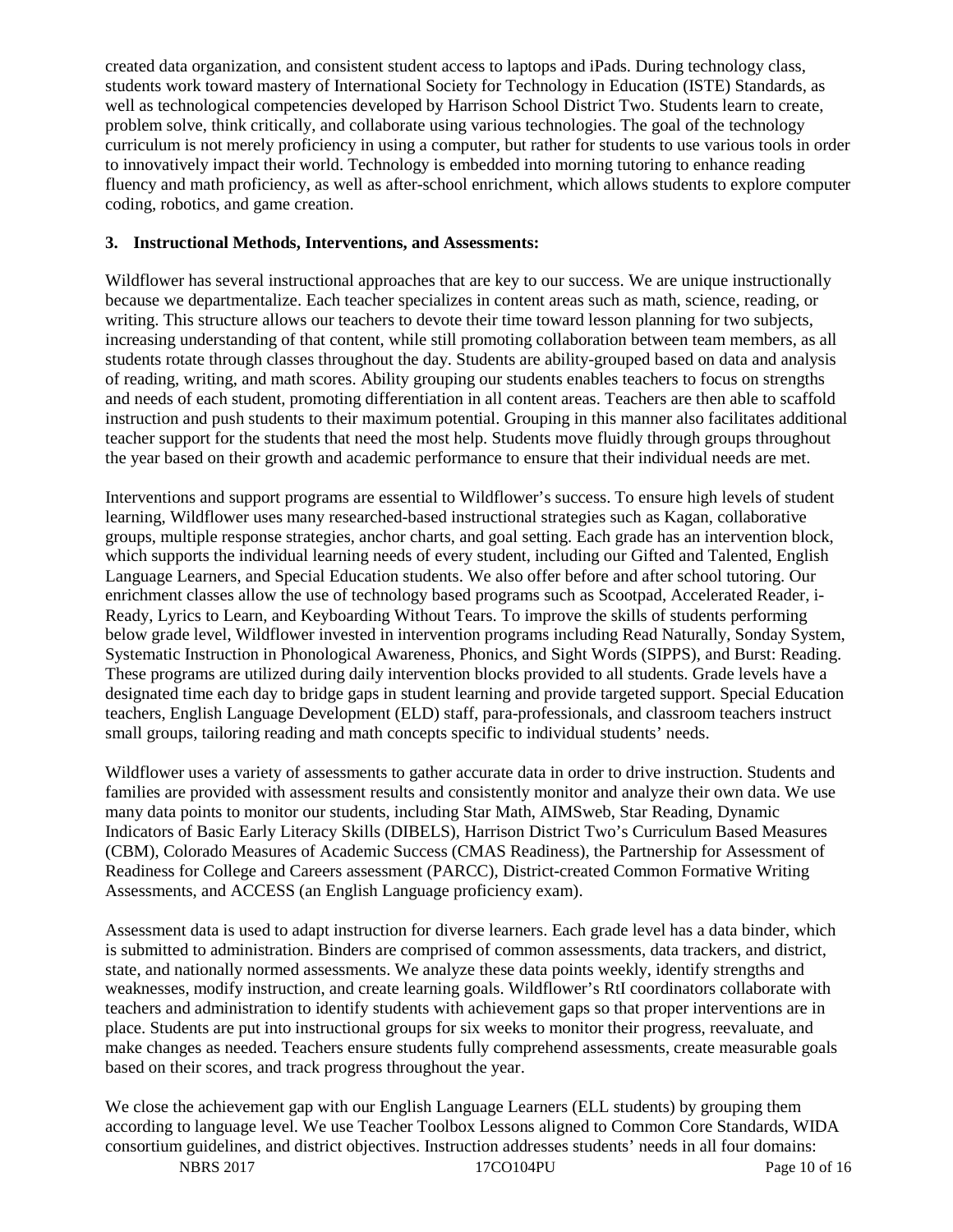created data organization, and consistent student access to laptops and iPads. During technology class, students work toward mastery of International Society for Technology in Education (ISTE) Standards, as well as technological competencies developed by Harrison School District Two. Students learn to create, problem solve, think critically, and collaborate using various technologies. The goal of the technology curriculum is not merely proficiency in using a computer, but rather for students to use various tools in order to innovatively impact their world. Technology is embedded into morning tutoring to enhance reading fluency and math proficiency, as well as after-school enrichment, which allows students to explore computer coding, robotics, and game creation.

**3. Instructional Methods, Interventions, and Assessments:**

Wildflower has several instructional approaches that are key to our success. We are unique instructionally because we departmentalize. Each teacher specializes in content areas such as math, science, reading, or writing. This structure allows our teachers to devote their time toward lesson planning for two subjects, increasing understanding of that content, while still promoting collaboration between team members, as all students rotate through classes throughout the day. Students are ability-grouped based on data and analysis of reading, writing, and math scores. Ability grouping our students enables teachers to focus on strengths and needs of each student, promoting differentiation in all content areas. Teachers are then able to scaffold instruction and push students to their maximum potential. Grouping in this manner also facilitates additional teacher support for the students that need the most help. Students move fluidly through groups throughout the year based on their growth and academic performance to ensure that their individual needs are met.

Interventions and support programs are essential to Wildflower's success. To ensure high levels of student learning, Wildflower uses many researched-based instructional strategies such as Kagan, collaborative groups, multiple response strategies, anchor charts, and goal setting. Each grade has an intervention block, which supports the individual learning needs of every student, including our Gifted and Talented, English Language Learners, and Special Education students. We also offer before and after school tutoring. Our enrichment classes allow the use of technology based programs such as Scootpad, Accelerated Reader, i-Ready, Lyrics to Learn, and Keyboarding Without Tears. To improve the skills of students performing below grade level, Wildflower invested in intervention programs including Read Naturally, Sonday System, Systematic Instruction in Phonological Awareness, Phonics, and Sight Words (SIPPS), and Burst: Reading. These programs are utilized during daily intervention blocks provided to all students. Grade levels have a designated time each day to bridge gaps in student learning and provide targeted support. Special Education teachers, English Language Development (ELD) staff, para-professionals, and classroom teachers instruct small groups, tailoring reading and math concepts specific to individual students' needs.

Wildflower uses a variety of assessments to gather accurate data in order to drive instruction. Students and families are provided with assessment results and consistently monitor and analyze their own data. We use many data points to monitor our students, including Star Math, AIMSweb, Star Reading, Dynamic Indicators of Basic Early Literacy Skills (DIBELS), Harrison District Two's Curriculum Based Measures (CBM), Colorado Measures of Academic Success (CMAS Readiness), the Partnership for Assessment of Readiness for College and Careers assessment (PARCC), District-created Common Formative Writing Assessments, and ACCESS (an English Language proficiency exam).

Assessment data is used to adapt instruction for diverse learners. Each grade level has a data binder, which is submitted to administration. Binders are comprised of common assessments, data trackers, and district, state, and nationally normed assessments. We analyze these data points weekly, identify strengths and weaknesses, modify instruction, and create learning goals. Wildflower's RtI coordinators collaborate with teachers and administration to identify students with achievement gaps so that proper interventions are in place. Students are put into instructional groups for six weeks to monitor their progress, reevaluate, and make changes as needed. Teachers ensure students fully comprehend assessments, create measurable goals based on their scores, and track progress throughout the year.

We close the achievement gap with our English Language Learners (ELL students) by grouping them according to language level. We use Teacher Toolbox Lessons aligned to Common Core Standards, WIDA consortium guidelines, and district objectives. Instruction addresses students' needs in all four domains: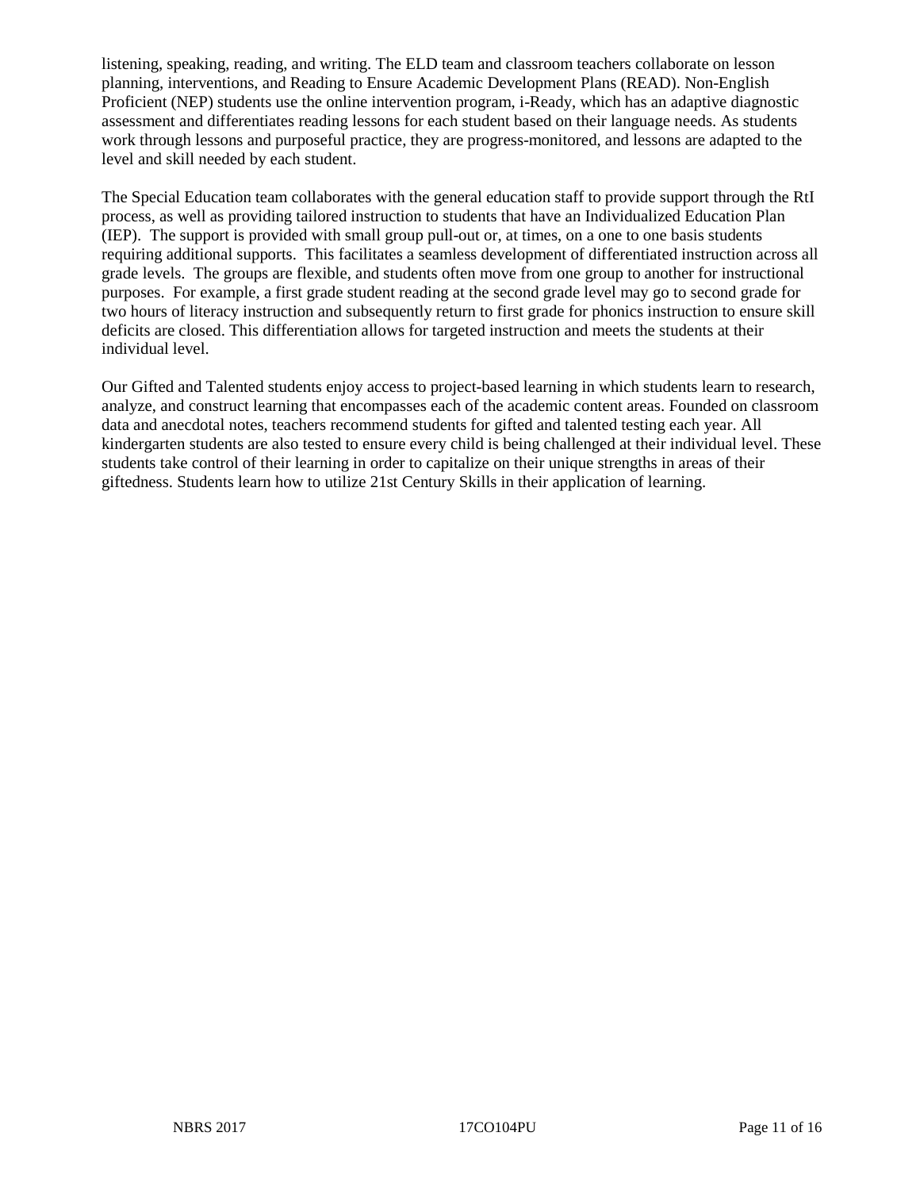listening, speaking, reading, and writing. The ELD team and classroom teachers collaborate on lesson planning, interventions, and Reading to Ensure Academic Development Plans (READ). Non-English Proficient (NEP) students use the online intervention program, i-Ready, which has an adaptive diagnostic assessment and differentiates reading lessons for each student based on their language needs. As students work through lessons and purposeful practice, they are progress-monitored, and lessons are adapted to the level and skill needed by each student.

The Special Education team collaborates with the general education staff to provide support through the RtI process, as well as providing tailored instruction to students that have an Individualized Education Plan (IEP). The support is provided with small group pull-out or, at times, on a one to one basis students requiring additional supports. This facilitates a seamless development of differentiated instruction across all grade levels. The groups are flexible, and students often move from one group to another for instructional purposes. For example, a first grade student reading at the second grade level may go to second grade for two hours of literacy instruction and subsequently return to first grade for phonics instruction to ensure skill deficits are closed. This differentiation allows for targeted instruction and meets the students at their individual level.

Our Gifted and Talented students enjoy access to project-based learning in which students learn to research, analyze, and construct learning that encompasses each of the academic content areas. Founded on classroom data and anecdotal notes, teachers recommend students for gifted and talented testing each year. All kindergarten students are also tested to ensure every child is being challenged at their individual level. These students take control of their learning in order to capitalize on their unique strengths in areas of their giftedness. Students learn how to utilize 21st Century Skills in their application of learning.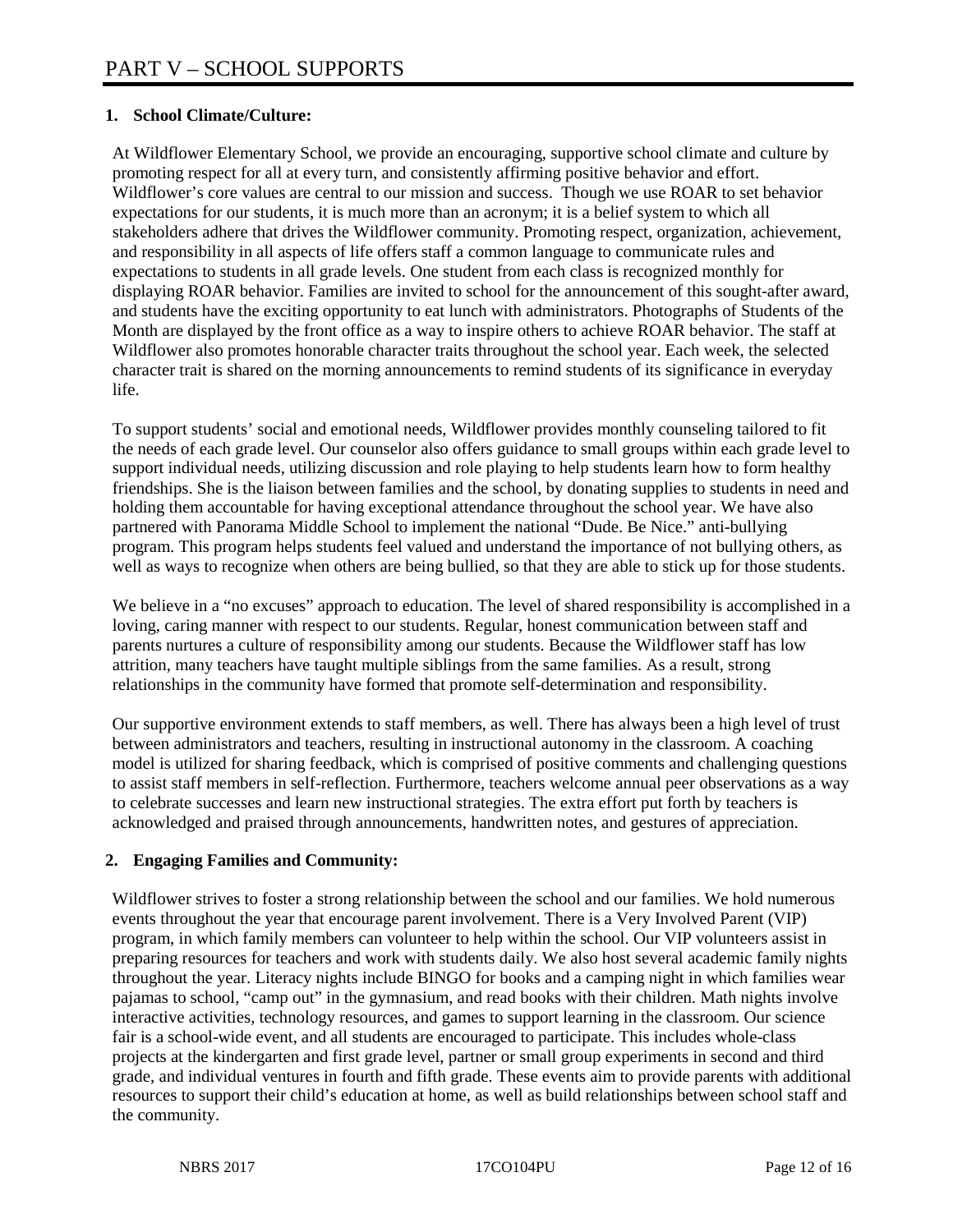# PART V – SCHOOL SUPPORTS

## 1. School Climate/Culture:

At Wildflower Elementary School, we provide an encouraging, supportive school climate and culture by promoting respect for all at every turn, and consistently affirming positive behavior and effort. Wildflower's core values are central to our mission and success. Though we use ROAR to set behavior expectations for our students, it is much more than an acronym; it is a belief system to which all stakeholders adhere that drives the Wildflower community. Promoting respect, organization, achievement, and responsibility in all aspects of life offers staff a common language to communicate rules and expectations to students in all grade levels. One student from each class is recognized monthly for displaying ROAR behavior. Families are invited to school for the announcement of this sought-after award, and students have the exciting opportunity to eat lunch with administrators. Photographs of Students of the Month are displayed by the front office as a way to inspire others to achieve ROAR behavior. The staff at Wildflower also promotes honorable character traits throughout the school year. Each week, the selected character trait is shared on the morning announcements to remind students of its significance in everyday life.

To support students' social and emotional needs, Wildflower provides monthly counseling tailored to fit the needs of each grade level. Our counselor also offers guidance to small groups within each grade level to support individual needs, utilizing discussion and role playing to help students learn how to form healthy friendships. She is the liaison between families and the school, by donating supplies to students in need and holding them accountable for having exceptional attendance throughout the school year. We have also partnered with Panorama Middle School to implement the national "Dude. Be Nice." anti-bullying program. This program helps students feel valued and understand the importance of not bullying others, as well as ways to recognize when others are being bullied, so that they are able to stick up for those students.

We believe in a "no excuses" approach to education. The level of shared responsibility is accomplished in a loving, caring manner with respect to our students. Regular, honest communication between staff and parents nurtures a culture of responsibility among our students. Because the Wildflower staff has low attrition, many teachers have taught multiple siblings from the same families. As a result, strong relationships in the community have formed that promote self-determination and responsibility.

Our supportive environment extends to staff members, as well. There has always been a high level of trust between administrators and teachers, resulting in instructional autonomy in the classroom. A coaching model is utilized for sharing feedback, which is comprised of positive comments and challenging questions to assist staff members in self-reflection. Furthermore, teachers welcome annual peer observations as a way to celebrate successes and learn new instructional strategies. The extra effort put forth by teachers is acknowledged and praised through announcements, handwritten notes, and gestures of appreciation.

## 2. Engaging Families and Community:

Wildflower strives to foster a strong relationship between the school and our families. We hold numerous events throughout the year that encourage parent involvement. There is a Very Involved Parent (VIP) program, in which family members can volunteer to help within the school. Our VIP volunteers assist in preparing resources for teachers and work with students daily. We also host several academic family nights throughout the year. Literacy nights include BINGO for books and a camping night in which families wear pajamas to school, "camp out" in the gymnasium, and read books with their children. Math nights involve interactive activities, technology resources, and games to support learning in the classroom. Our science fair is a school-wide event, and all students are encouraged to participate. This includes whole-class projects at the kindergarten and first grade level, partner or small group experiments in second and third grade, and individual ventures in fourth and fifth grade. These events aim to provide parents with additional resources to support their child's education at home, as well as build relationships between school staff and the community.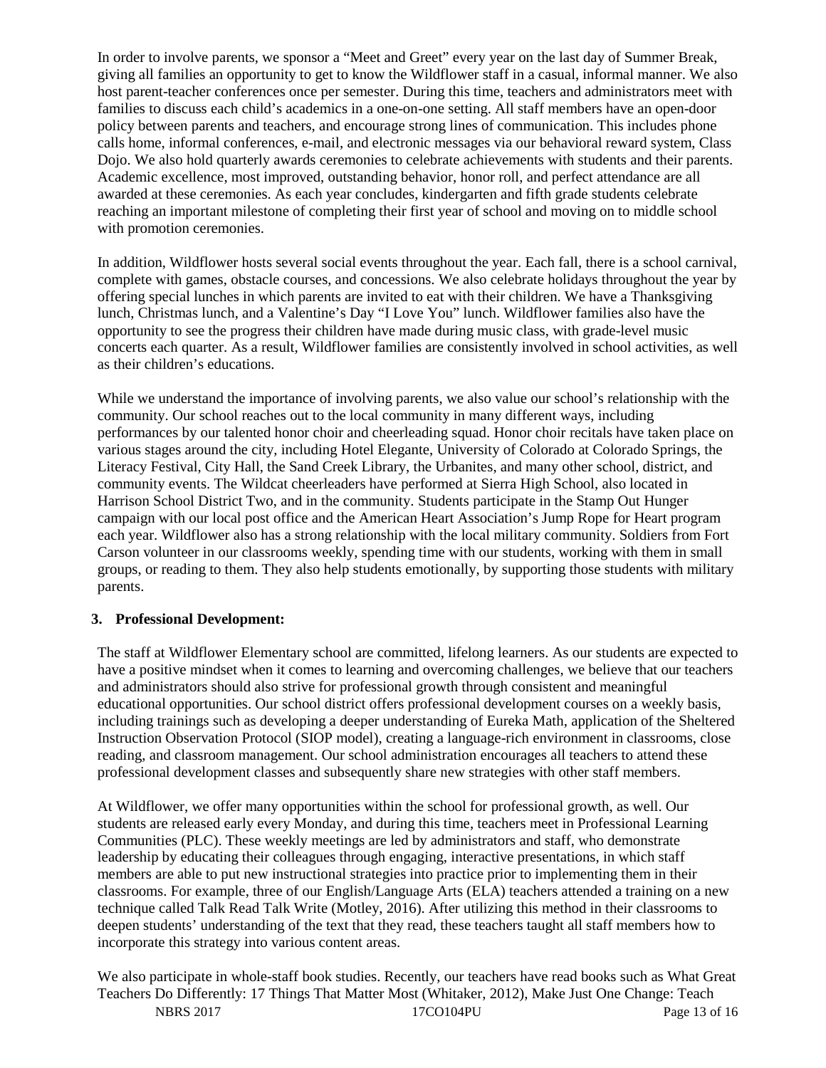In order to involve parents, we sponsor a "Meet and Greet" every year on the last day of Summer Break, giving all families an opportunity to get to know the Wildflower staff in a casual, informal manner. We also host parent-teacher conferences once per semester. During this time, teachers and administrators meet with families to discuss each child's academics in a one-on-one setting. All staff members have an open-door policy between parents and teachers, and encourage strong lines of communication. This includes phone calls home, informal conferences, e-mail, and electronic messages via our behavioral reward system, Class Dojo. We also hold quarterly awards ceremonies to celebrate achievements with students and their parents. Academic excellence, most improved, outstanding behavior, honor roll, and perfect attendance are all awarded at these ceremonies. As each year concludes, kindergarten and fifth grade students celebrate reaching an important milestone of completing their first year of school and moving on to middle school with promotion ceremonies.

In addition, Wildflower hosts several social events throughout the year. Each fall, there is a school carnival, complete with games, obstacle courses, and concessions. We also celebrate holidays throughout the year by offering special lunches in which parents are invited to eat with their children. We have a Thanksgiving lunch, Christmas lunch, and a Valentine's Day "I Love You" lunch. Wildflower families also have the opportunity to see the progress their children have made during music class, with grade-level music concerts each quarter. As a result, Wildflower families are consistently involved in school activities, as well as their children's educations.

While we understand the importance of involving parents, we also value our school's relationship with the community. Our school reaches out to the local community in many different ways, including performances by our talented honor choir and cheerleading squad. Honor choir recitals have taken place on various stages around the city, including Hotel Elegante, University of Colorado at Colorado Springs, the Literacy Festival, City Hall, the Sand Creek Library, the Urbanites, and many other school, district, and community events. The Wildcat cheerleaders have performed at Sierra High School, also located in Harrison School District Two, and in the community. Students participate in the Stamp Out Hunger campaign with our local post office and the American Heart Association's Jump Rope for Heart program each year. Wildflower also has a strong relationship with the local military community. Soldiers from Fort Carson volunteer in our classrooms weekly, spending time with our students, working with them in small groups, or reading to them. They also help students emotionally, by supporting those students with military parents.

**3. Professional Development:**

The staff at Wildflower Elementary school are committed, lifelong learners. As our students are expected to have a positive mindset when it comes to learning and overcoming challenges, we believe that our teachers and administrators should also strive for professional growth through consistent and meaningful educational opportunities. Our school district offers professional development courses on a weekly basis, including trainings such as developing a deeper understanding of Eureka Math, application of the Sheltered Instruction Observation Protocol (SIOP model), creating a language-rich environment in classrooms, close reading, and classroom management. Our school administration encourages all teachers to attend these professional development classes and subsequently share new strategies with other staff members.

At Wildflower, we offer many opportunities within the school for professional growth, as well. Our students are released early every Monday, and during this time, teachers meet in Professional Learning Communities (PLC). These weekly meetings are led by administrators and staff, who demonstrate leadership by educating their colleagues through engaging, interactive presentations, in which staff members are able to put new instructional strategies into practice prior to implementing them in their classrooms. For example, three of our English/Language Arts (ELA) teachers attended a training on a new technique called Talk Read Talk Write (Motley, 2016). After utilizing this method in their classrooms to deepen students' understanding of the text that they read, these teachers taught all staff members how to incorporate this strategy into various content areas.

We also participate in whole-staff book studies. Recently, our teachers have read books such as What Great Teachers Do Differently: 17 Things That Matter Most (Whitaker, 2012), Make Just One Change: Teach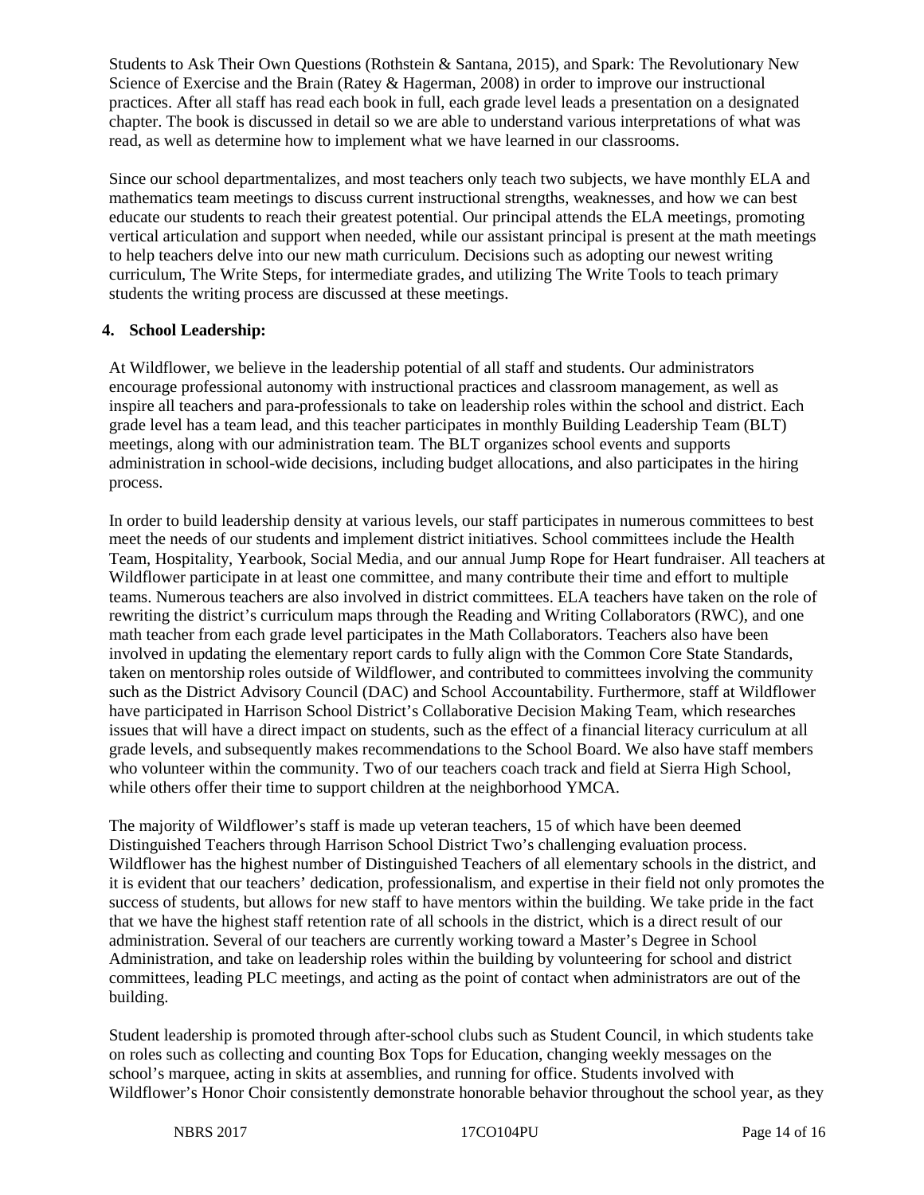Students to Ask Their Own Questions (Rothstein & Santana, 2015), and Spark: The Revolutionary New Science of Exercise and the Brain (Ratey & Hagerman, 2008) in order to improve our instructional practices. After all staff has read each book in full, each grade level leads a presentation on a designated chapter. The book is discussed in detail so we are able to understand various interpretations of what was read, as well as determine how to implement what we have learned in our classrooms.

Since our school departmentalizes, and most teachers only teach two subjects, we have monthly ELA and mathematics team meetings to discuss current instructional strengths, weaknesses, and how we can best educate our students to reach their greatest potential. Our principal attends the ELA meetings, promoting vertical articulation and support when needed, while our assistant principal is present at the math meetings to help teachers delve into our new math curriculum. Decisions such as adopting our newest writing curriculum, The Write Steps, for intermediate grades, and utilizing The Write Tools to teach primary students the writing process are discussed at these meetings.

**4. School Leadership:**

At Wildflower, we believe in the leadership potential of all staff and students. Our administrators encourage professional autonomy with instructional practices and classroom management, as well as inspire all teachers and para-professionals to take on leadership roles within the school and district. Each grade level has a team lead, and this teacher participates in monthly Building Leadership Team (BLT) meetings, along with our administration team. The BLT organizes school events and supports administration in school-wide decisions, including budget allocations, and also participates in the hiring process.

In order to build leadership density at various levels, our staff participates in numerous committees to best meet the needs of our students and implement district initiatives. School committees include the Health Team, Hospitality, Yearbook, Social Media, and our annual Jump Rope for Heart fundraiser. All teachers at Wildflower participate in at least one committee, and many contribute their time and effort to multiple teams. Numerous teachers are also involved in district committees. ELA teachers have taken on the role of rewriting the district's curriculum maps through the Reading and Writing Collaborators (RWC), and one math teacher from each grade level participates in the Math Collaborators. Teachers also have been involved in updating the elementary report cards to fully align with the Common Core State Standards, taken on mentorship roles outside of Wildflower, and contributed to committees involving the community such as the District Advisory Council (DAC) and School Accountability. Furthermore, staff at Wildflower have participated in Harrison School District's Collaborative Decision Making Team, which researches issues that will have a direct impact on students, such as the effect of a financial literacy curriculum at all grade levels, and subsequently makes recommendations to the School Board. We also have staff members who volunteer within the community. Two of our teachers coach track and field at Sierra High School, while others offer their time to support children at the neighborhood YMCA.

The majority of Wildflower's staff is made up veteran teachers, 15 of which have been deemed Distinguished Teachers through Harrison School District Two's challenging evaluation process. Wildflower has the highest number of Distinguished Teachers of all elementary schools in the district, and it is evident that our teachers' dedication, professionalism, and expertise in their field not only promotes the success of students, but allows for new staff to have mentors within the building. We take pride in the fact that we have the highest staff retention rate of all schools in the district, which is a direct result of our administration. Several of our teachers are currently working toward a Master's Degree in School Administration, and take on leadership roles within the building by volunteering for school and district committees, leading PLC meetings, and acting as the point of contact when administrators are out of the building.

Student leadership is promoted through after-school clubs such as Student Council, in which students take on roles such as collecting and counting Box Tops for Education, changing weekly messages on the school's marquee, acting in skits at assemblies, and running for office. Students involved with Wildflower's Honor Choir consistently demonstrate honorable behavior throughout the school year, as they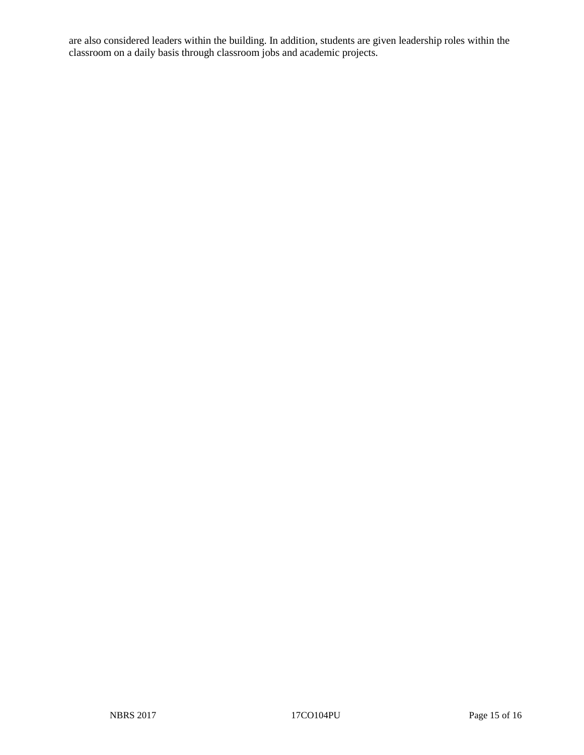are also considered leaders within the building. In addition, students are given leadership roles within the classroom on a daily basis through classroom jobs and academic projects.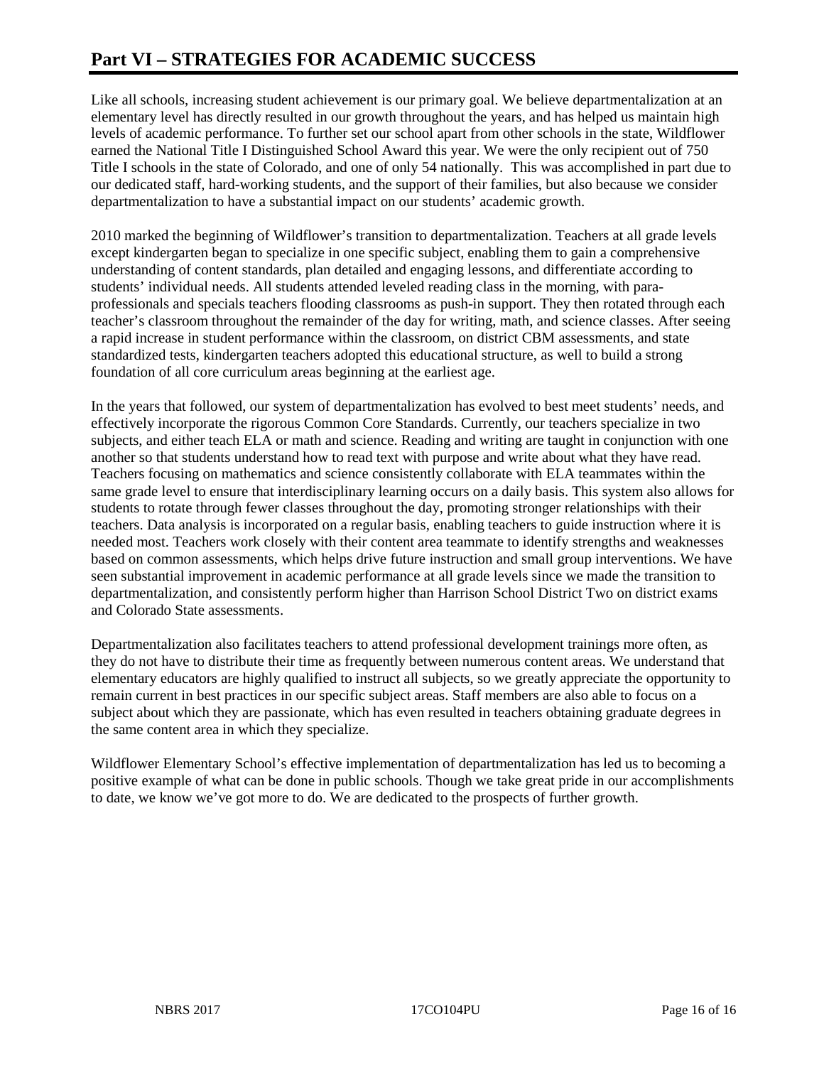# Part VI – STRATEGIES FOR ACADEMIC SUCCESS

Like all schools, increasing student achievement is our primary goal. We believe departmentalization at an elementary level has directly resulted in our growth throughout the years, and has helped us maintain high levels of academic performance. To further set our school apart from other schools in the state, Wildflower earned the National Title I Distinguished School Award this year. We were the only recipient out of 750 Title I schools in the state of Colorado, and one of only 54 nationally. This was accomplished in part due to our dedicated staff, hard-working students, and the support of their families, but also because we consider departmentalization to have a substantial impact on our students' academic growth.

2010 marked the beginning of Wildflower's transition to departmentalization. Teachers at all grade levels except kindergarten began to specialize in one specific subject, enabling them to gain a comprehensive understanding of content standards, plan detailed and engaging lessons, and differentiate according to students' individual needs. All students attended leveled reading class in the morning, with para-professionals and specials teachers flooding classrooms as push-in support. They then rotated through each teacher's classroom throughout the remainder of the day for writing, math, and science classes. After seeing a rapid increase in student performance within the classroom, on district CBM assessments, and state standardized tests, kindergarten teachers adopted this educational structure, as well to build a strong foundation of all core curriculum areas beginning at the earliest age.

In the years that followed, our system of departmentalization has evolved to best meet students' needs, and effectively incorporate the rigorous Common Core Standards. Currently, our teachers specialize in two subjects, and either teach ELA or math and science. Reading and writing are taught in conjunction with one another so that students understand how to read text with purpose and write about what they have read. Teachers focusing on mathematics and science consistently collaborate with ELA teammates within the same grade level to ensure that interdisciplinary learning occurs on a daily basis. This system also allows for students to rotate through fewer classes throughout the day, promoting stronger relationships with their teachers. Data analysis is incorporated on a regular basis, enabling teachers to guide instruction where it is needed most. Teachers work closely with their content area teammate to identify strengths and weaknesses based on common assessments, which helps drive future instruction and small group interventions. We have seen substantial improvement in academic performance at all grade levels since we made the transition to departmentalization, and consistently perform higher than Harrison School District Two on district exams and Colorado State assessments.

Departmentalization also facilitates teachers to attend professional development trainings more often, as they do not have to distribute their time as frequently between numerous content areas. We understand that elementary educators are highly qualified to instruct all subjects, so we greatly appreciate the opportunity to remain current in best practices in our specific subject areas. Staff members are also able to focus on a subject about which they are passionate, which has even resulted in teachers obtaining graduate degrees in the same content area in which they specialize.

Wildflower Elementary School's effective implementation of departmentalization has led us to becoming a positive example of what can be done in public schools. Though we take great pride in our accomplishments to date, we know we've got more to do. We are dedicated to the prospects of further growth.